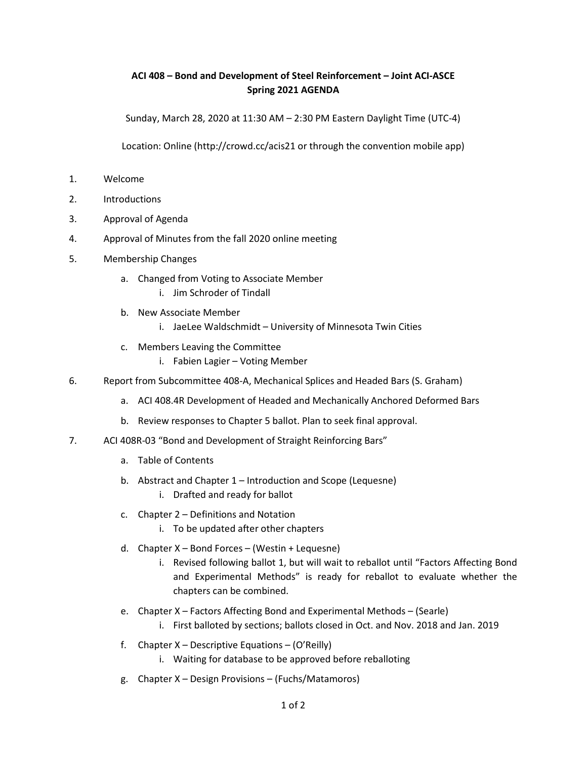**ACI 408 – Bond and Development of Steel Reinforcement – Joint ACI-ASCE**
**Spring 2021 AGENDA**

Sunday, March 28, 2020 at 11:30 AM – 2:30 PM Eastern Daylight Time (UTC-4)

Location: Online (http://crowd.cc/acis21 or through the convention mobile app)

1. Welcome
2. Introductions
3. Approval of Agenda
4. Approval of Minutes from the fall 2020 online meeting
5. Membership Changes
   a. Changed from Voting to Associate Member
      i. Jim Schroder of Tindall
   b. New Associate Member
      i. JaeLee Waldschmidt – University of Minnesota Twin Cities
   c. Members Leaving the Committee
      i. Fabien Lagier – Voting Member
6. Report from Subcommittee 408-A, Mechanical Splices and Headed Bars (S. Graham)
   a. ACI 408.4R Development of Headed and Mechanically Anchored Deformed Bars
   b. Review responses to Chapter 5 ballot. Plan to seek final approval.
7. ACI 408R-03 "Bond and Development of Straight Reinforcing Bars"
   a. Table of Contents
   b. Abstract and Chapter 1 – Introduction and Scope (Lequesne)
      i. Drafted and ready for ballot
   c. Chapter 2 – Definitions and Notation
      i. To be updated after other chapters
   d. Chapter X – Bond Forces – (Westin + Lequesne)
      i. Revised following ballot 1, but will wait to reballot until "Factors Affecting Bond and Experimental Methods" is ready for reballot to evaluate whether the chapters can be combined.
   e. Chapter X – Factors Affecting Bond and Experimental Methods – (Searle)
      i. First balloted by sections; ballots closed in Oct. and Nov. 2018 and Jan. 2019
   f. Chapter X – Descriptive Equations – (O'Reilly)
      i. Waiting for database to be approved before reballoting
   g. Chapter X – Design Provisions – (Fuchs/Matamoros)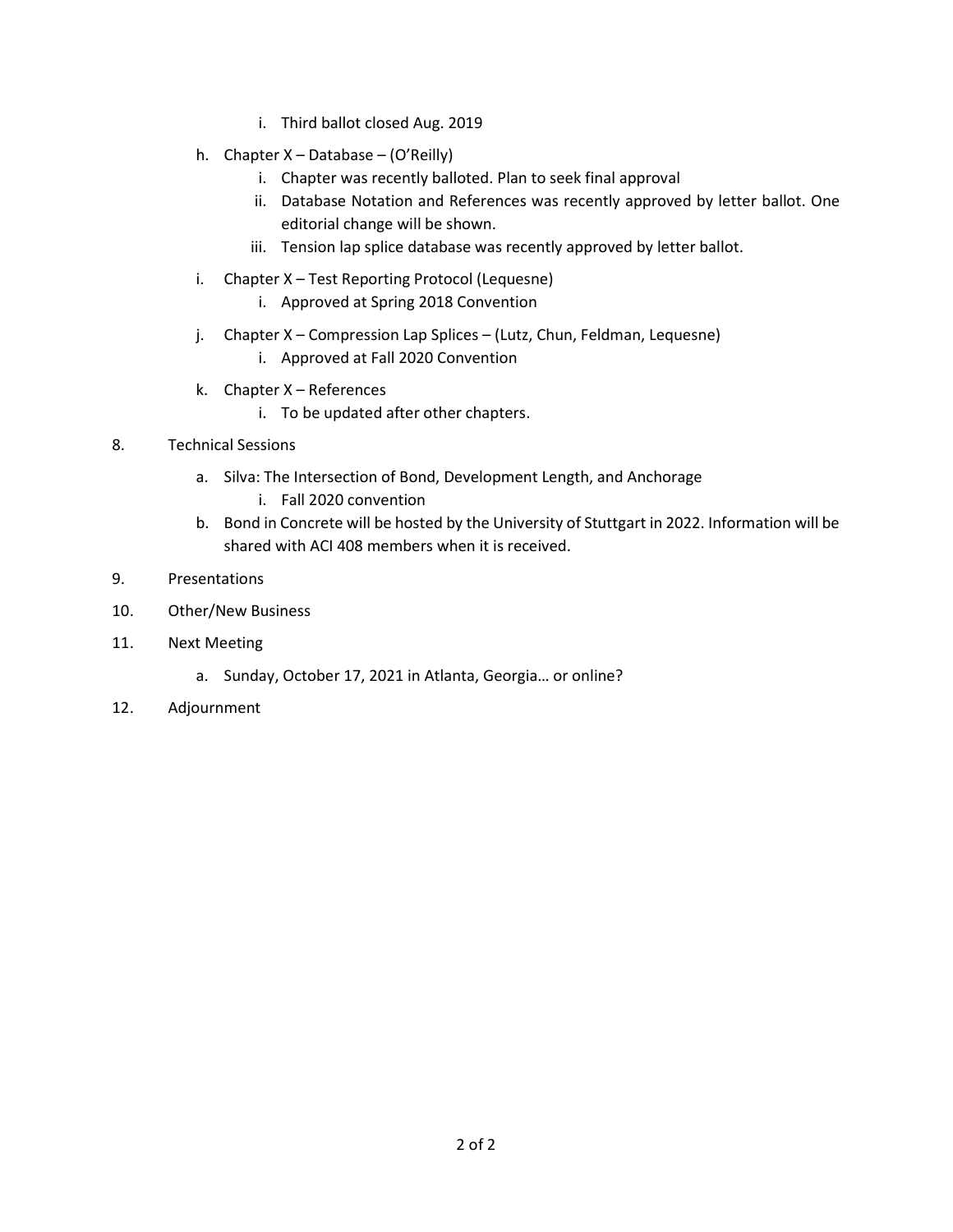i. Third ballot closed Aug. 2019

   h. Chapter X – Database – (O'Reilly)
      i. Chapter was recently balloted. Plan to seek final approval
      ii. Database Notation and References was recently approved by letter ballot. One editorial change will be shown.
      iii. Tension lap splice database was recently approved by letter ballot.

   i. Chapter X – Test Reporting Protocol (Lequesne)
      i. Approved at Spring 2018 Convention

   j. Chapter X – Compression Lap Splices – (Lutz, Chun, Feldman, Lequesne)
      i. Approved at Fall 2020 Convention

   k. Chapter X – References
      i. To be updated after other chapters.

8. Technical Sessions
   a. Silva: The Intersection of Bond, Development Length, and Anchorage
      i. Fall 2020 convention
   b. Bond in Concrete will be hosted by the University of Stuttgart in 2022. Information will be shared with ACI 408 members when it is received.

9. Presentations

10. Other/New Business

11. Next Meeting
    a. Sunday, October 17, 2021 in Atlanta, Georgia… or online?

12. Adjournment